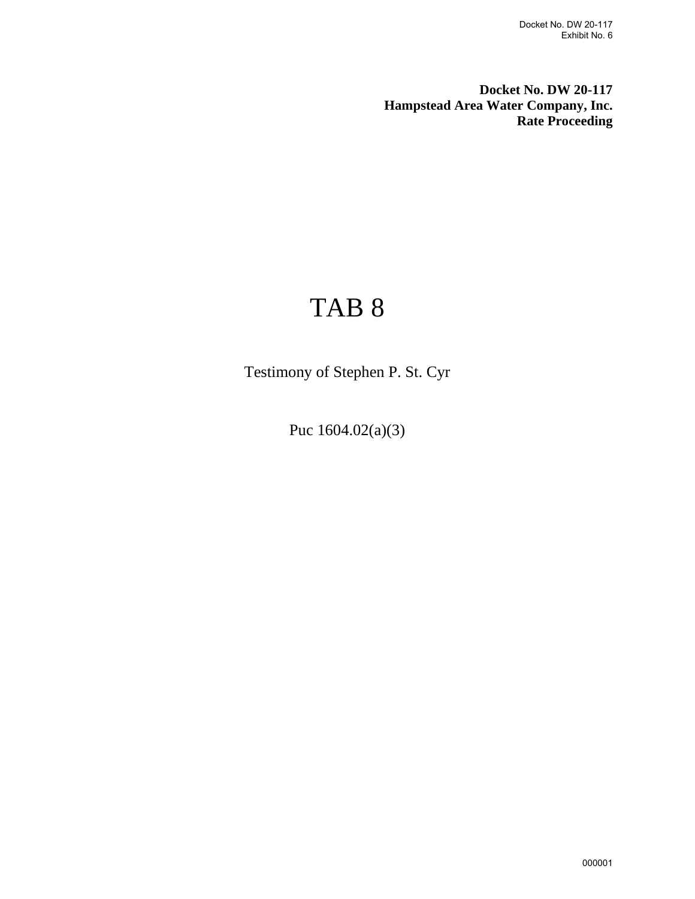**Docket No. DW 20-117**
**Hampstead Area Water Company, Inc.**
**Rate Proceeding**

# TAB 8

Testimony of Stephen P. St. Cyr

Puc 1604.02(a)(3)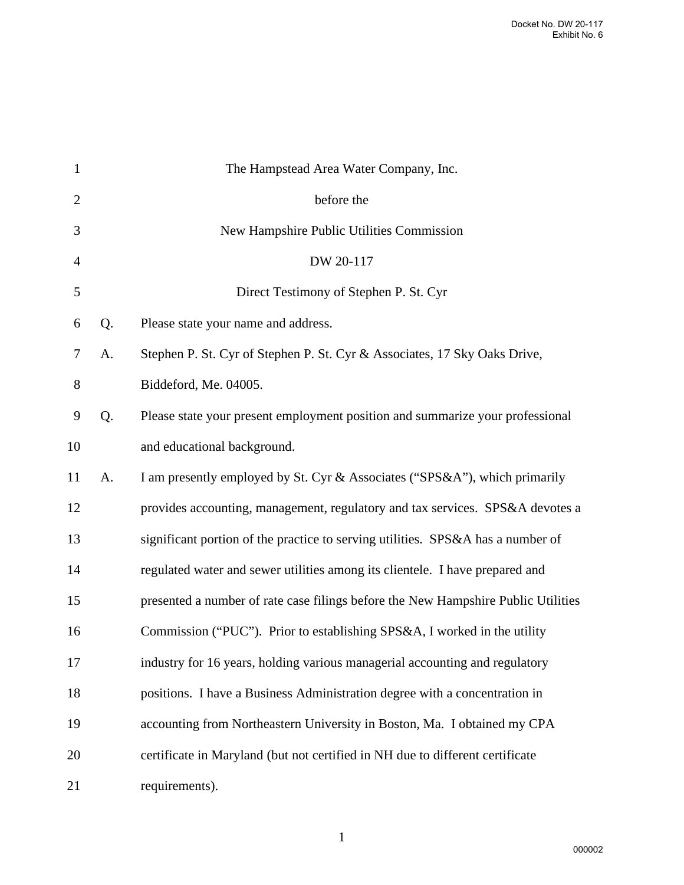The Hampstead Area Water Company, Inc.

before the

New Hampshire Public Utilities Commission

DW 20-117

Direct Testimony of Stephen P. St. Cyr

Q. Please state your name and address.

A. Stephen P. St. Cyr of Stephen P. St. Cyr & Associates, 17 Sky Oaks Drive, Biddeford, Me. 04005.

Q. Please state your present employment position and summarize your professional and educational background.

A. I am presently employed by St. Cyr & Associates ("SPS&A"), which primarily provides accounting, management, regulatory and tax services. SPS&A devotes a significant portion of the practice to serving utilities. SPS&A has a number of regulated water and sewer utilities among its clientele. I have prepared and presented a number of rate case filings before the New Hampshire Public Utilities Commission ("PUC"). Prior to establishing SPS&A, I worked in the utility industry for 16 years, holding various managerial accounting and regulatory positions. I have a Business Administration degree with a concentration in accounting from Northeastern University in Boston, Ma. I obtained my CPA certificate in Maryland (but not certified in NH due to different certificate requirements).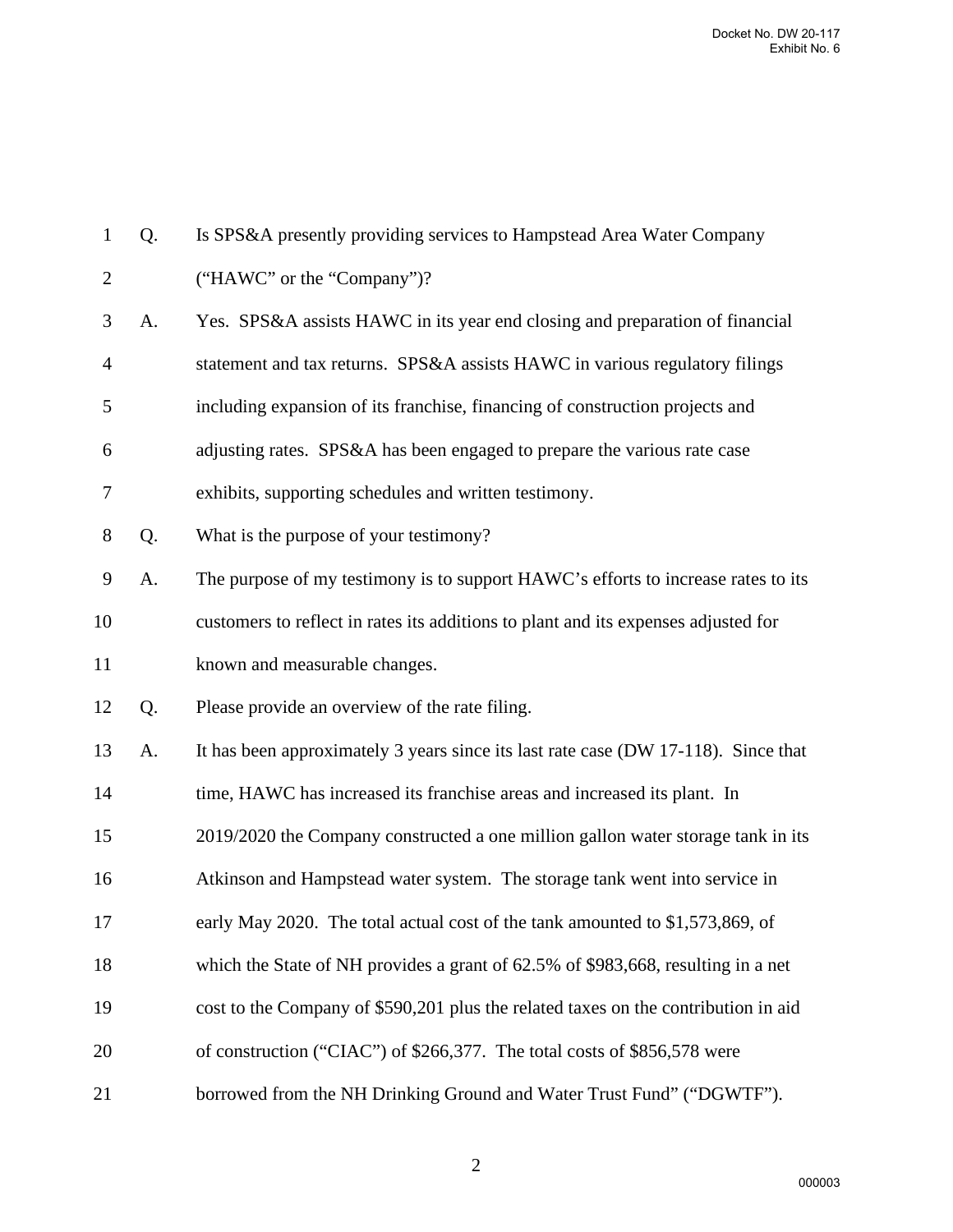Q. Is SPS&A presently providing services to Hampstead Area Water Company ("HAWC" or the "Company")?

A. Yes. SPS&A assists HAWC in its year end closing and preparation of financial statement and tax returns. SPS&A assists HAWC in various regulatory filings including expansion of its franchise, financing of construction projects and adjusting rates. SPS&A has been engaged to prepare the various rate case exhibits, supporting schedules and written testimony.

Q. What is the purpose of your testimony?

A. The purpose of my testimony is to support HAWC's efforts to increase rates to its customers to reflect in rates its additions to plant and its expenses adjusted for known and measurable changes.

Q. Please provide an overview of the rate filing.

A. It has been approximately 3 years since its last rate case (DW 17-118). Since that time, HAWC has increased its franchise areas and increased its plant. In 2019/2020 the Company constructed a one million gallon water storage tank in its Atkinson and Hampstead water system. The storage tank went into service in early May 2020. The total actual cost of the tank amounted to $1,573,869, of which the State of NH provides a grant of 62.5% of $983,668, resulting in a net cost to the Company of $590,201 plus the related taxes on the contribution in aid of construction ("CIAC") of $266,377. The total costs of $856,578 were borrowed from the NH Drinking Ground and Water Trust Fund" ("DGWTF").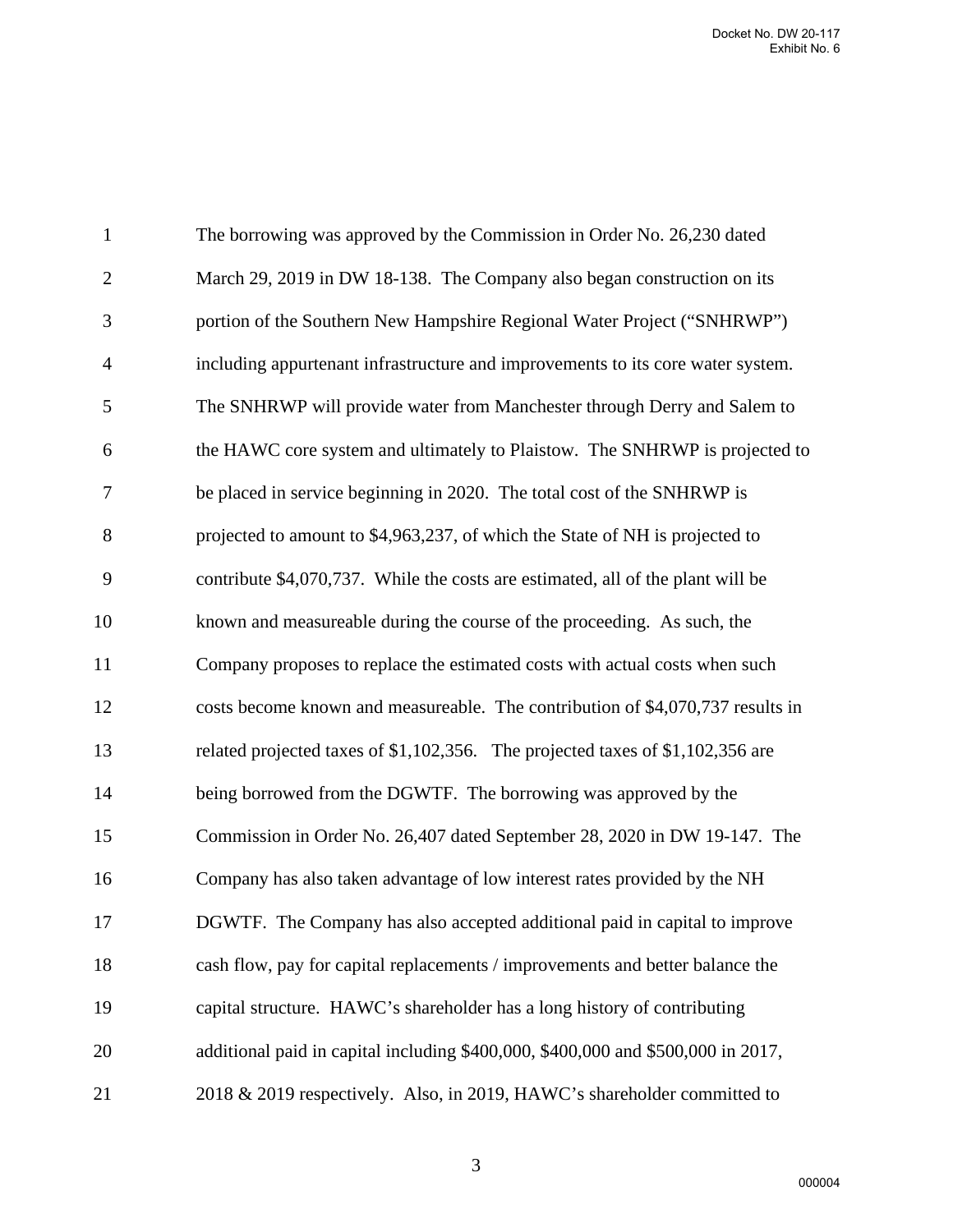The borrowing was approved by the Commission in Order No. 26,230 dated March 29, 2019 in DW 18-138. The Company also began construction on its portion of the Southern New Hampshire Regional Water Project ("SNHRWP") including appurtenant infrastructure and improvements to its core water system. The SNHRWP will provide water from Manchester through Derry and Salem to the HAWC core system and ultimately to Plaistow. The SNHRWP is projected to be placed in service beginning in 2020. The total cost of the SNHRWP is projected to amount to $4,963,237, of which the State of NH is projected to contribute $4,070,737. While the costs are estimated, all of the plant will be known and measureable during the course of the proceeding. As such, the Company proposes to replace the estimated costs with actual costs when such costs become known and measureable. The contribution of $4,070,737 results in related projected taxes of $1,102,356. The projected taxes of $1,102,356 are being borrowed from the DGWTF. The borrowing was approved by the Commission in Order No. 26,407 dated September 28, 2020 in DW 19-147. The Company has also taken advantage of low interest rates provided by the NH DGWTF. The Company has also accepted additional paid in capital to improve cash flow, pay for capital replacements / improvements and better balance the capital structure. HAWC's shareholder has a long history of contributing additional paid in capital including $400,000, $400,000 and $500,000 in 2017, 2018 & 2019 respectively. Also, in 2019, HAWC's shareholder committed to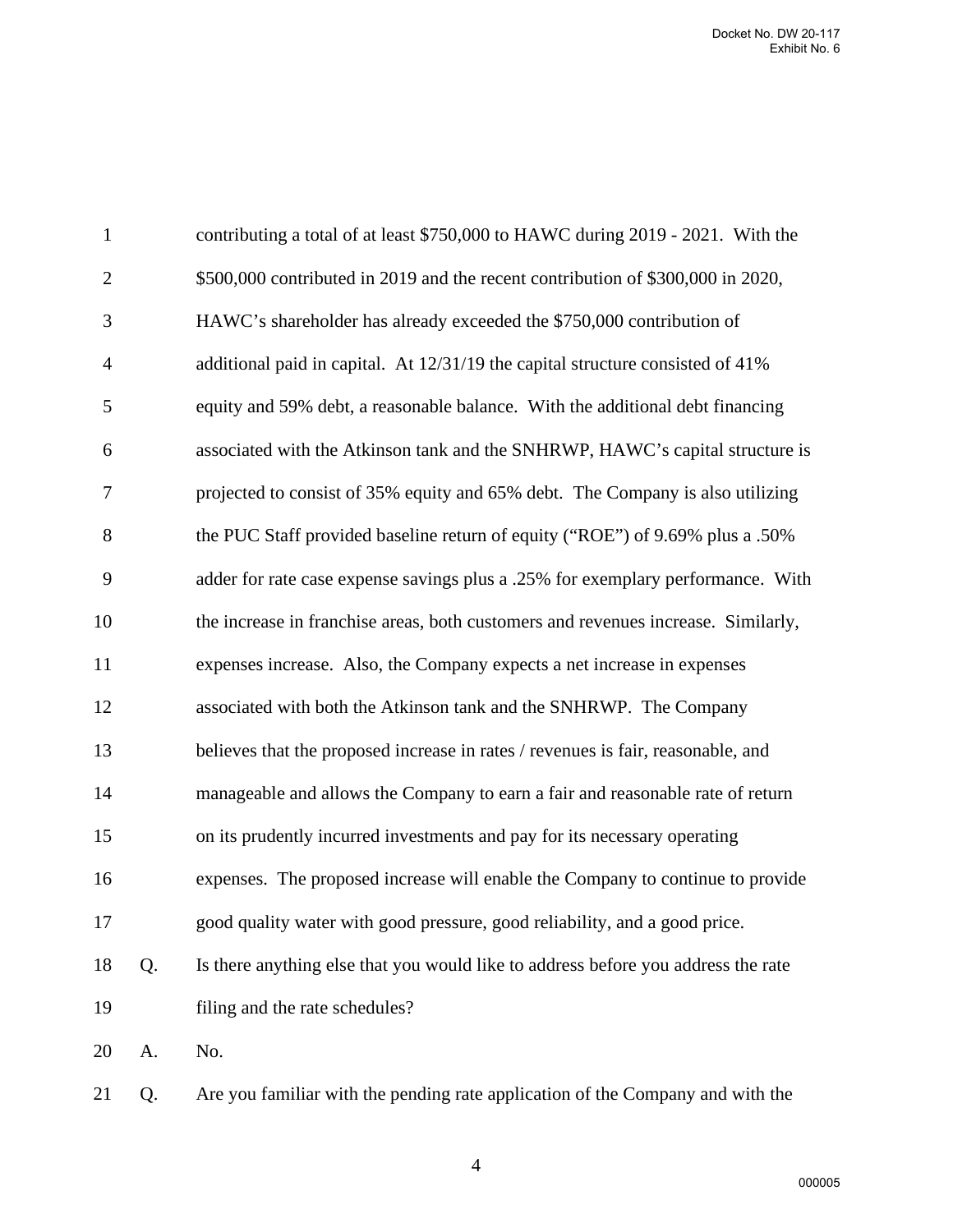contributing a total of at least $750,000 to HAWC during 2019 - 2021. With the $500,000 contributed in 2019 and the recent contribution of $300,000 in 2020, HAWC's shareholder has already exceeded the $750,000 contribution of additional paid in capital. At 12/31/19 the capital structure consisted of 41% equity and 59% debt, a reasonable balance. With the additional debt financing associated with the Atkinson tank and the SNHRWP, HAWC's capital structure is projected to consist of 35% equity and 65% debt. The Company is also utilizing the PUC Staff provided baseline return of equity ("ROE") of 9.69% plus a .50% adder for rate case expense savings plus a .25% for exemplary performance. With the increase in franchise areas, both customers and revenues increase. Similarly, expenses increase. Also, the Company expects a net increase in expenses associated with both the Atkinson tank and the SNHRWP. The Company believes that the proposed increase in rates / revenues is fair, reasonable, and manageable and allows the Company to earn a fair and reasonable rate of return on its prudently incurred investments and pay for its necessary operating expenses. The proposed increase will enable the Company to continue to provide good quality water with good pressure, good reliability, and a good price.

Q. Is there anything else that you would like to address before you address the rate filing and the rate schedules?

A. No.

Q. Are you familiar with the pending rate application of the Company and with the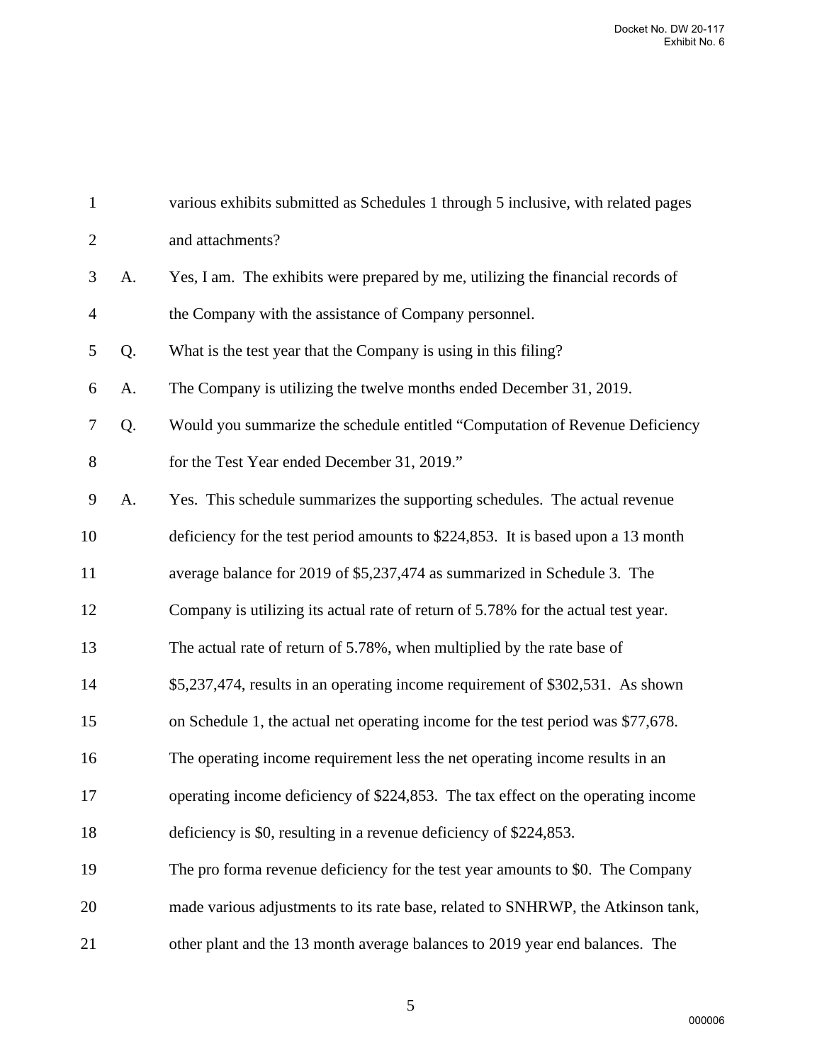various exhibits submitted as Schedules 1 through 5 inclusive, with related pages and attachments?

A. Yes, I am. The exhibits were prepared by me, utilizing the financial records of the Company with the assistance of Company personnel.

Q. What is the test year that the Company is using in this filing?

A. The Company is utilizing the twelve months ended December 31, 2019.

Q. Would you summarize the schedule entitled "Computation of Revenue Deficiency for the Test Year ended December 31, 2019."

A. Yes. This schedule summarizes the supporting schedules. The actual revenue deficiency for the test period amounts to $224,853. It is based upon a 13 month average balance for 2019 of $5,237,474 as summarized in Schedule 3. The Company is utilizing its actual rate of return of 5.78% for the actual test year. The actual rate of return of 5.78%, when multiplied by the rate base of $5,237,474, results in an operating income requirement of $302,531. As shown on Schedule 1, the actual net operating income for the test period was $77,678. The operating income requirement less the net operating income results in an operating income deficiency of $224,853. The tax effect on the operating income deficiency is $0, resulting in a revenue deficiency of $224,853.

The pro forma revenue deficiency for the test year amounts to $0. The Company made various adjustments to its rate base, related to SNHRWP, the Atkinson tank, other plant and the 13 month average balances to 2019 year end balances. The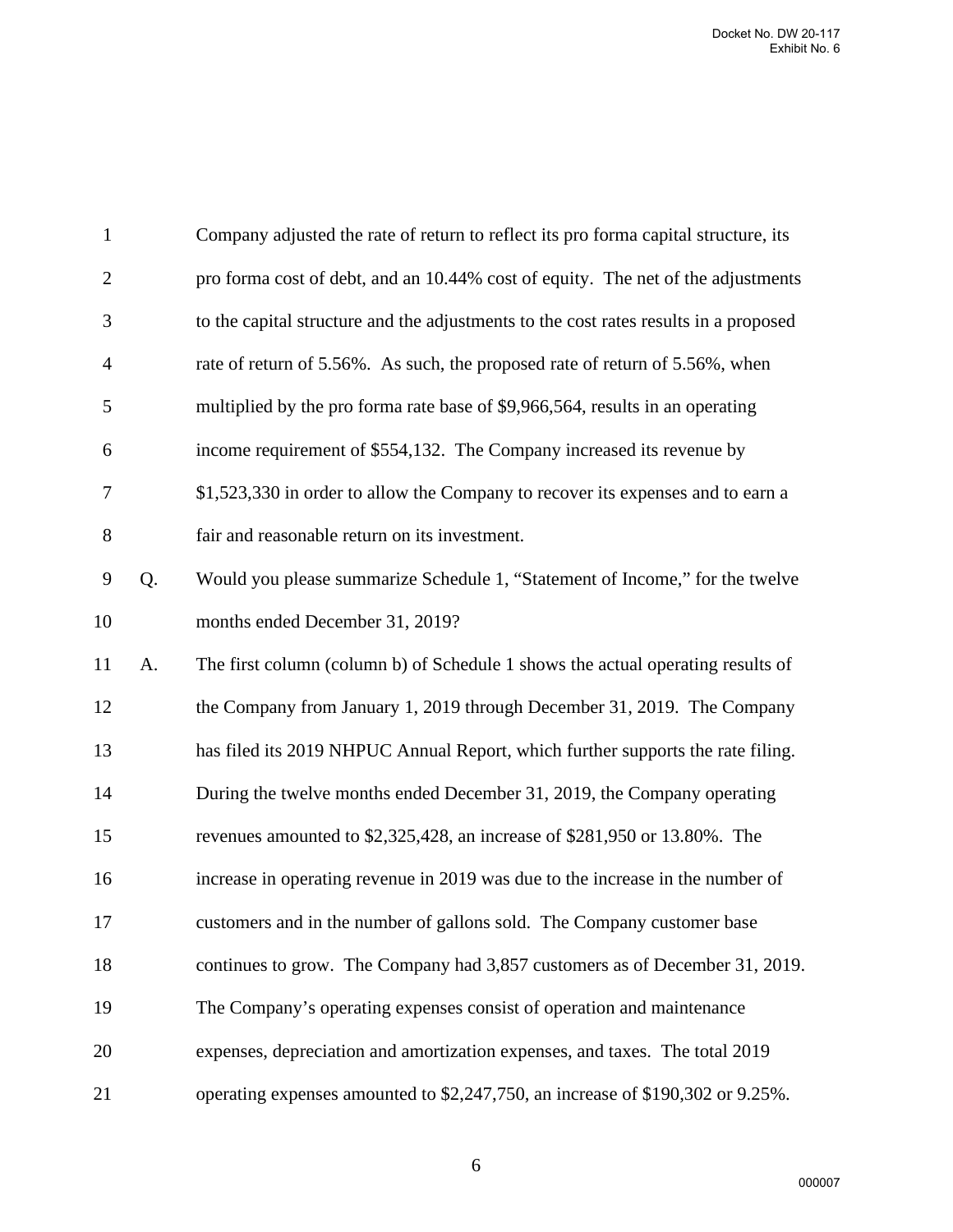Company adjusted the rate of return to reflect its pro forma capital structure, its pro forma cost of debt, and an 10.44% cost of equity. The net of the adjustments to the capital structure and the adjustments to the cost rates results in a proposed rate of return of 5.56%. As such, the proposed rate of return of 5.56%, when multiplied by the pro forma rate base of $9,966,564, results in an operating income requirement of $554,132. The Company increased its revenue by $1,523,330 in order to allow the Company to recover its expenses and to earn a fair and reasonable return on its investment.

Q. Would you please summarize Schedule 1, "Statement of Income," for the twelve months ended December 31, 2019?

A. The first column (column b) of Schedule 1 shows the actual operating results of the Company from January 1, 2019 through December 31, 2019. The Company has filed its 2019 NHPUC Annual Report, which further supports the rate filing. During the twelve months ended December 31, 2019, the Company operating revenues amounted to $2,325,428, an increase of $281,950 or 13.80%. The increase in operating revenue in 2019 was due to the increase in the number of customers and in the number of gallons sold. The Company customer base continues to grow. The Company had 3,857 customers as of December 31, 2019. The Company's operating expenses consist of operation and maintenance expenses, depreciation and amortization expenses, and taxes. The total 2019 operating expenses amounted to $2,247,750, an increase of $190,302 or 9.25%.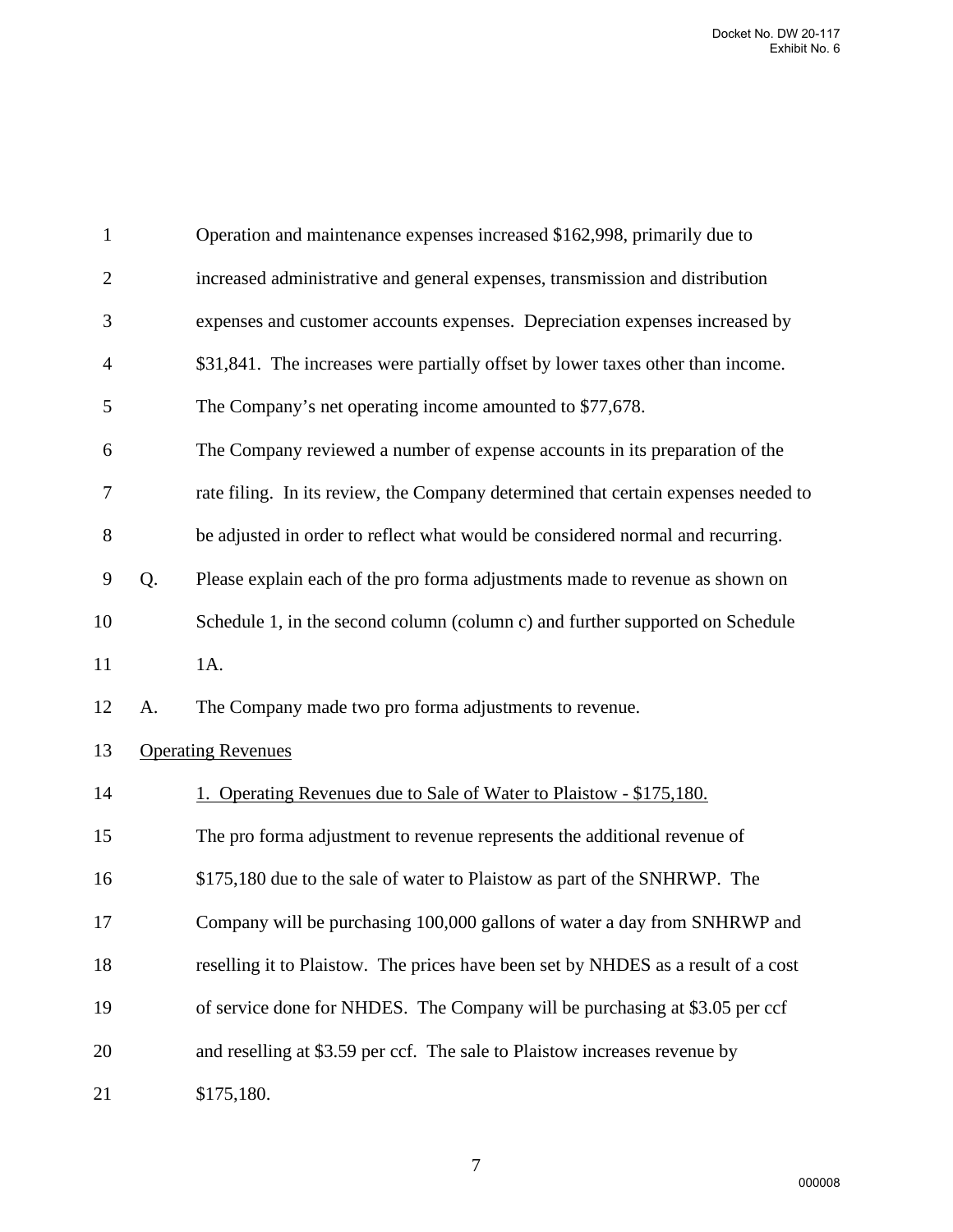Operation and maintenance expenses increased $162,998, primarily due to increased administrative and general expenses, transmission and distribution expenses and customer accounts expenses. Depreciation expenses increased by $31,841. The increases were partially offset by lower taxes other than income. The Company's net operating income amounted to $77,678.

The Company reviewed a number of expense accounts in its preparation of the rate filing. In its review, the Company determined that certain expenses needed to be adjusted in order to reflect what would be considered normal and recurring.

Q. Please explain each of the pro forma adjustments made to revenue as shown on Schedule 1, in the second column (column c) and further supported on Schedule 1A.

A. The Company made two pro forma adjustments to revenue.

Operating Revenues

1. Operating Revenues due to Sale of Water to Plaistow - $175,180.

The pro forma adjustment to revenue represents the additional revenue of $175,180 due to the sale of water to Plaistow as part of the SNHRWP. The Company will be purchasing 100,000 gallons of water a day from SNHRWP and reselling it to Plaistow. The prices have been set by NHDES as a result of a cost of service done for NHDES. The Company will be purchasing at $3.05 per ccf and reselling at $3.59 per ccf. The sale to Plaistow increases revenue by $175,180.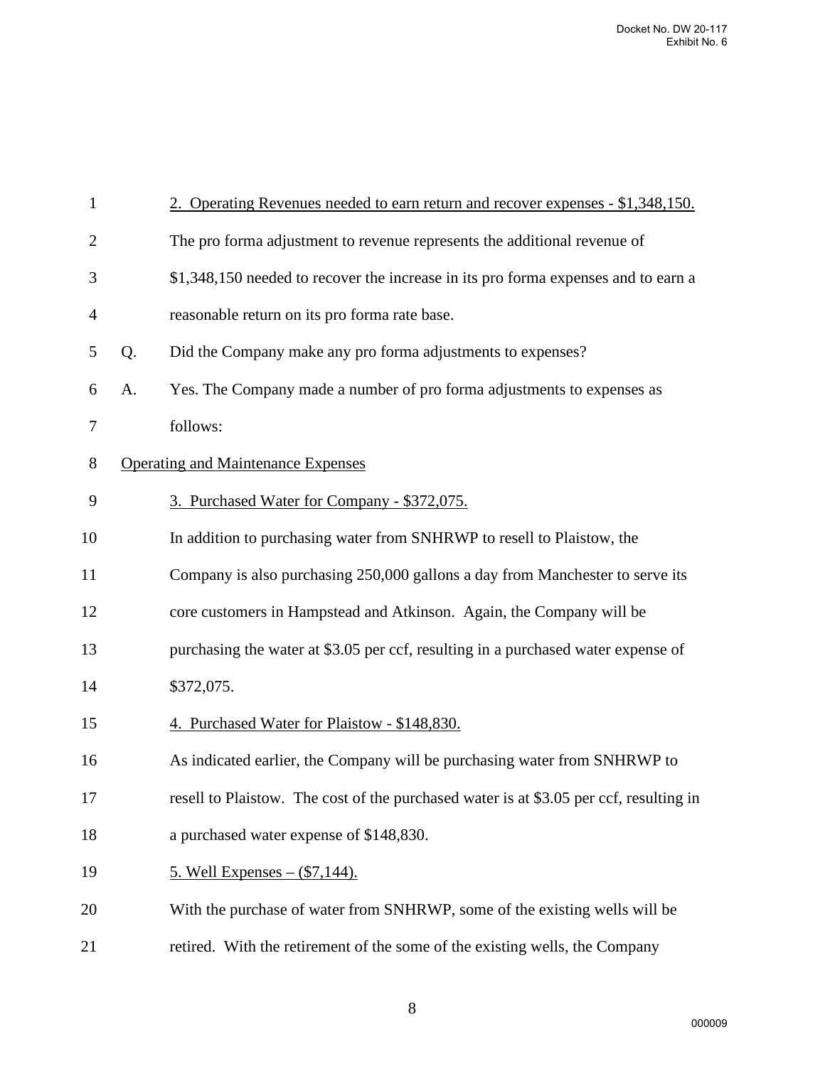2. Operating Revenues needed to earn return and recover expenses - $1,348,150.

The pro forma adjustment to revenue represents the additional revenue of $1,348,150 needed to recover the increase in its pro forma expenses and to earn a reasonable return on its pro forma rate base.

Q. Did the Company make any pro forma adjustments to expenses?

A. Yes. The Company made a number of pro forma adjustments to expenses as follows:

Operating and Maintenance Expenses

3. Purchased Water for Company - $372,075.

In addition to purchasing water from SNHRWP to resell to Plaistow, the Company is also purchasing 250,000 gallons a day from Manchester to serve its core customers in Hampstead and Atkinson. Again, the Company will be purchasing the water at $3.05 per ccf, resulting in a purchased water expense of $372,075.

4. Purchased Water for Plaistow - $148,830.

As indicated earlier, the Company will be purchasing water from SNHRWP to resell to Plaistow. The cost of the purchased water is at $3.05 per ccf, resulting in a purchased water expense of $148,830.

5. Well Expenses – ($7,144).

With the purchase of water from SNHRWP, some of the existing wells will be retired. With the retirement of the some of the existing wells, the Company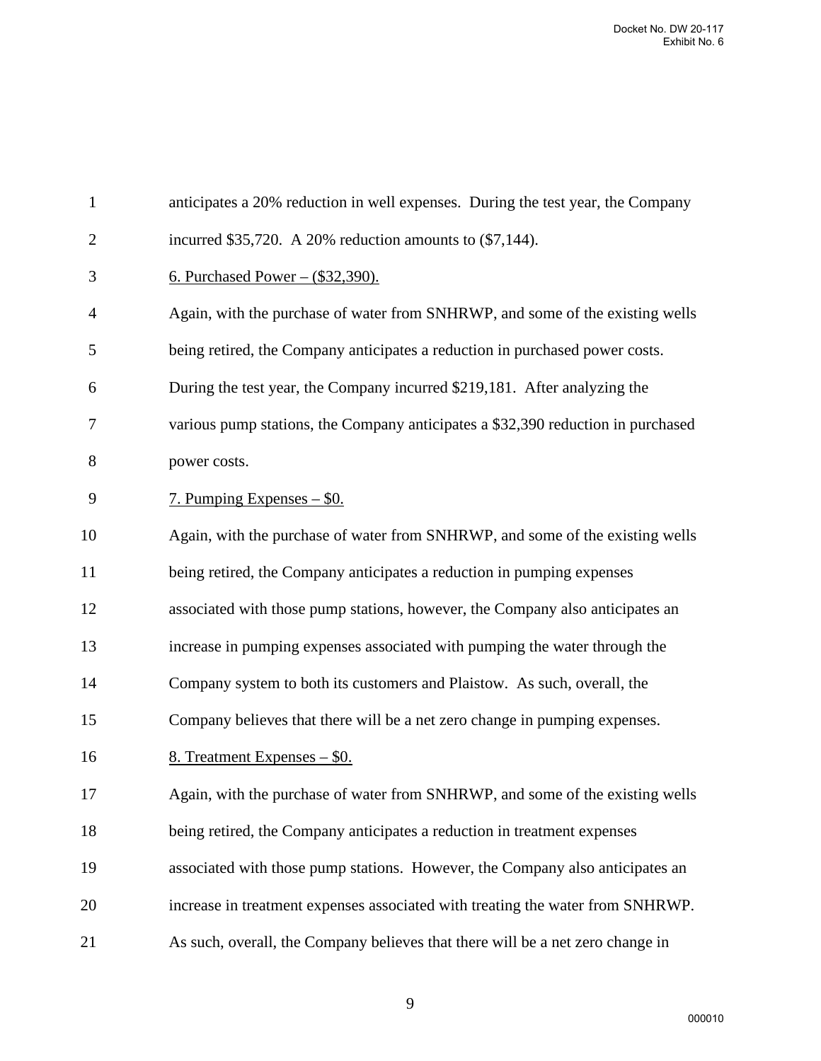anticipates a 20% reduction in well expenses. During the test year, the Company incurred $35,720. A 20% reduction amounts to ($7,144).

<u>6. Purchased Power – ($32,390).</u>

Again, with the purchase of water from SNHRWP, and some of the existing wells being retired, the Company anticipates a reduction in purchased power costs. During the test year, the Company incurred $219,181. After analyzing the various pump stations, the Company anticipates a $32,390 reduction in purchased power costs.

<u>7. Pumping Expenses – $0.</u>

Again, with the purchase of water from SNHRWP, and some of the existing wells being retired, the Company anticipates a reduction in pumping expenses associated with those pump stations, however, the Company also anticipates an increase in pumping expenses associated with pumping the water through the Company system to both its customers and Plaistow. As such, overall, the Company believes that there will be a net zero change in pumping expenses.

<u>8. Treatment Expenses – $0.</u>

Again, with the purchase of water from SNHRWP, and some of the existing wells being retired, the Company anticipates a reduction in treatment expenses associated with those pump stations. However, the Company also anticipates an increase in treatment expenses associated with treating the water from SNHRWP. As such, overall, the Company believes that there will be a net zero change in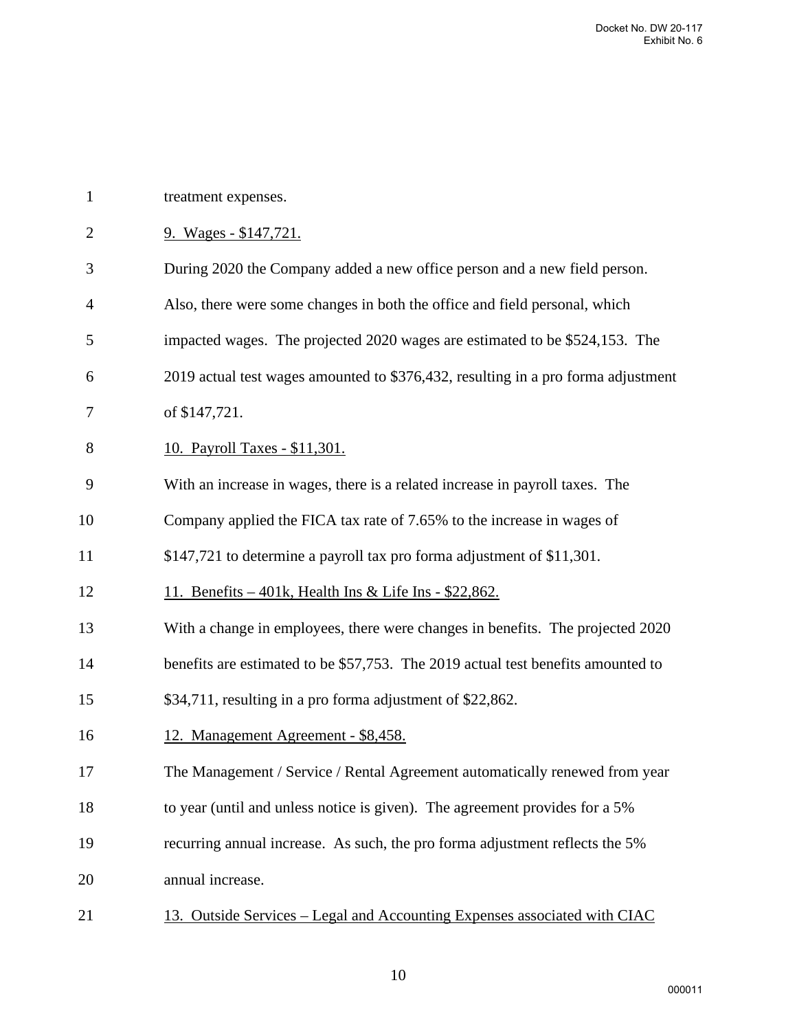treatment expenses.

9. Wages - $147,721.

During 2020 the Company added a new office person and a new field person. Also, there were some changes in both the office and field personal, which impacted wages. The projected 2020 wages are estimated to be $524,153. The 2019 actual test wages amounted to $376,432, resulting in a pro forma adjustment of $147,721.

10. Payroll Taxes - $11,301.

With an increase in wages, there is a related increase in payroll taxes. The Company applied the FICA tax rate of 7.65% to the increase in wages of $147,721 to determine a payroll tax pro forma adjustment of $11,301.

11. Benefits – 401k, Health Ins & Life Ins - $22,862.

With a change in employees, there were changes in benefits. The projected 2020 benefits are estimated to be $57,753. The 2019 actual test benefits amounted to $34,711, resulting in a pro forma adjustment of $22,862.

12. Management Agreement - $8,458.

The Management / Service / Rental Agreement automatically renewed from year to year (until and unless notice is given). The agreement provides for a 5% recurring annual increase. As such, the pro forma adjustment reflects the 5% annual increase.

13. Outside Services – Legal and Accounting Expenses associated with CIAC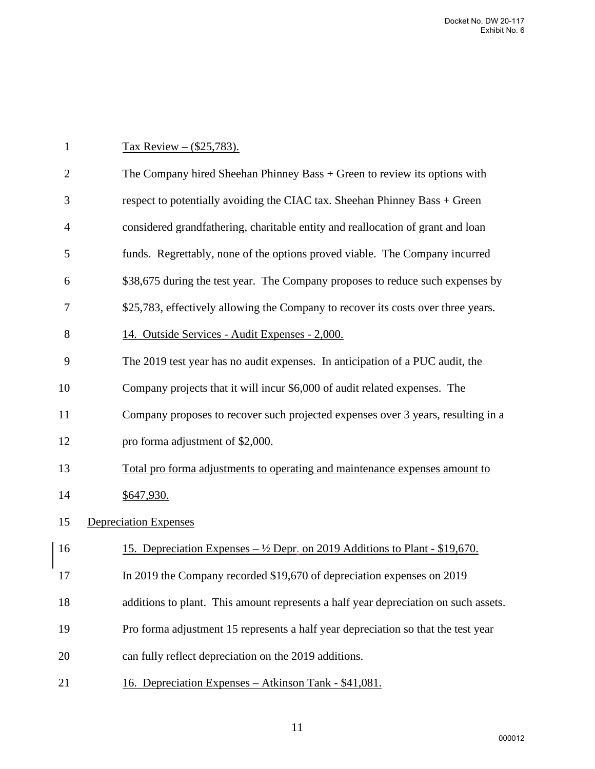Tax Review – ($25,783).

The Company hired Sheehan Phinney Bass + Green to review its options with respect to potentially avoiding the CIAC tax. Sheehan Phinney Bass + Green considered grandfathering, charitable entity and reallocation of grant and loan funds. Regrettably, none of the options proved viable. The Company incurred $38,675 during the test year. The Company proposes to reduce such expenses by $25,783, effectively allowing the Company to recover its costs over three years.

14. Outside Services - Audit Expenses - 2,000.

The 2019 test year has no audit expenses. In anticipation of a PUC audit, the Company projects that it will incur $6,000 of audit related expenses. The Company proposes to recover such projected expenses over 3 years, resulting in a pro forma adjustment of $2,000.

Total pro forma adjustments to operating and maintenance expenses amount to $647,930.

Depreciation Expenses

15. Depreciation Expenses – ½ Depr. on 2019 Additions to Plant - $19,670.

In 2019 the Company recorded $19,670 of depreciation expenses on 2019 additions to plant. This amount represents a half year depreciation on such assets. Pro forma adjustment 15 represents a half year depreciation so that the test year can fully reflect depreciation on the 2019 additions.

16. Depreciation Expenses – Atkinson Tank - $41,081.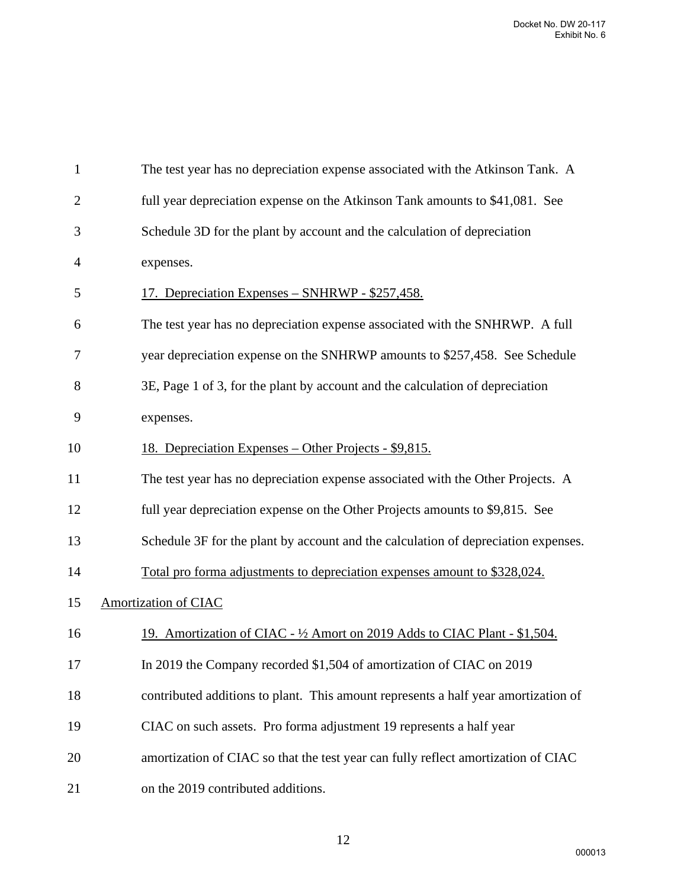The test year has no depreciation expense associated with the Atkinson Tank. A full year depreciation expense on the Atkinson Tank amounts to $41,081. See Schedule 3D for the plant by account and the calculation of depreciation expenses.

17. Depreciation Expenses – SNHRWP - $257,458.

The test year has no depreciation expense associated with the SNHRWP. A full year depreciation expense on the SNHRWP amounts to $257,458. See Schedule 3E, Page 1 of 3, for the plant by account and the calculation of depreciation expenses.

18. Depreciation Expenses – Other Projects - $9,815.

The test year has no depreciation expense associated with the Other Projects. A full year depreciation expense on the Other Projects amounts to $9,815. See Schedule 3F for the plant by account and the calculation of depreciation expenses.

Total pro forma adjustments to depreciation expenses amount to $328,024.

Amortization of CIAC

19. Amortization of CIAC - ½ Amort on 2019 Adds to CIAC Plant - $1,504.

In 2019 the Company recorded $1,504 of amortization of CIAC on 2019 contributed additions to plant. This amount represents a half year amortization of CIAC on such assets. Pro forma adjustment 19 represents a half year amortization of CIAC so that the test year can fully reflect amortization of CIAC on the 2019 contributed additions.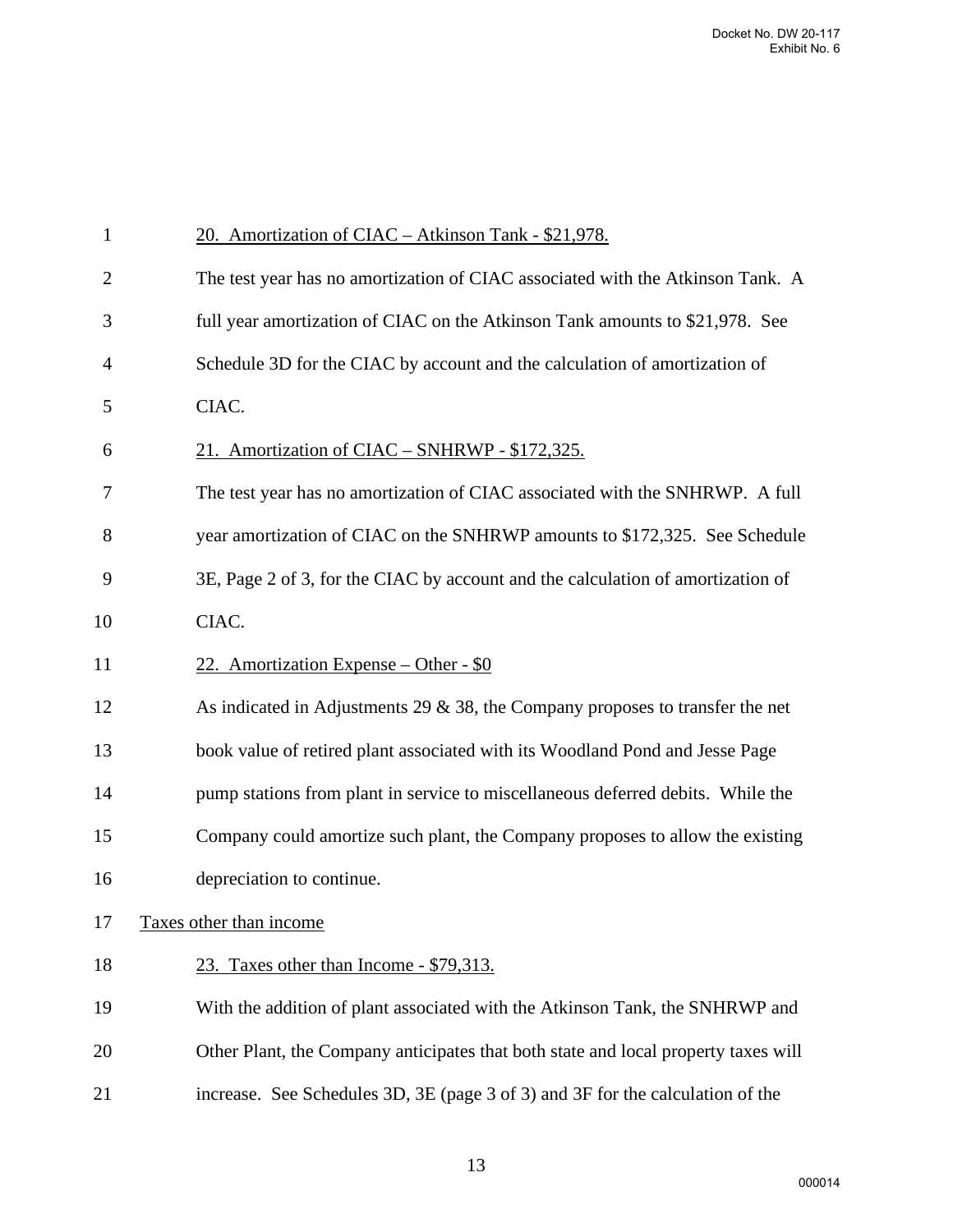<u>20. Amortization of CIAC – Atkinson Tank - $21,978.</u>

The test year has no amortization of CIAC associated with the Atkinson Tank. A full year amortization of CIAC on the Atkinson Tank amounts to $21,978. See Schedule 3D for the CIAC by account and the calculation of amortization of CIAC.

<u>21. Amortization of CIAC – SNHRWP - $172,325.</u>

The test year has no amortization of CIAC associated with the SNHRWP. A full year amortization of CIAC on the SNHRWP amounts to $172,325. See Schedule 3E, Page 2 of 3, for the CIAC by account and the calculation of amortization of CIAC.

<u>22. Amortization Expense – Other - $0</u>

As indicated in Adjustments 29 & 38, the Company proposes to transfer the net book value of retired plant associated with its Woodland Pond and Jesse Page pump stations from plant in service to miscellaneous deferred debits. While the Company could amortize such plant, the Company proposes to allow the existing depreciation to continue.

<u>Taxes other than income</u>

<u>23. Taxes other than Income - $79,313.</u>

With the addition of plant associated with the Atkinson Tank, the SNHRWP and Other Plant, the Company anticipates that both state and local property taxes will increase. See Schedules 3D, 3E (page 3 of 3) and 3F for the calculation of the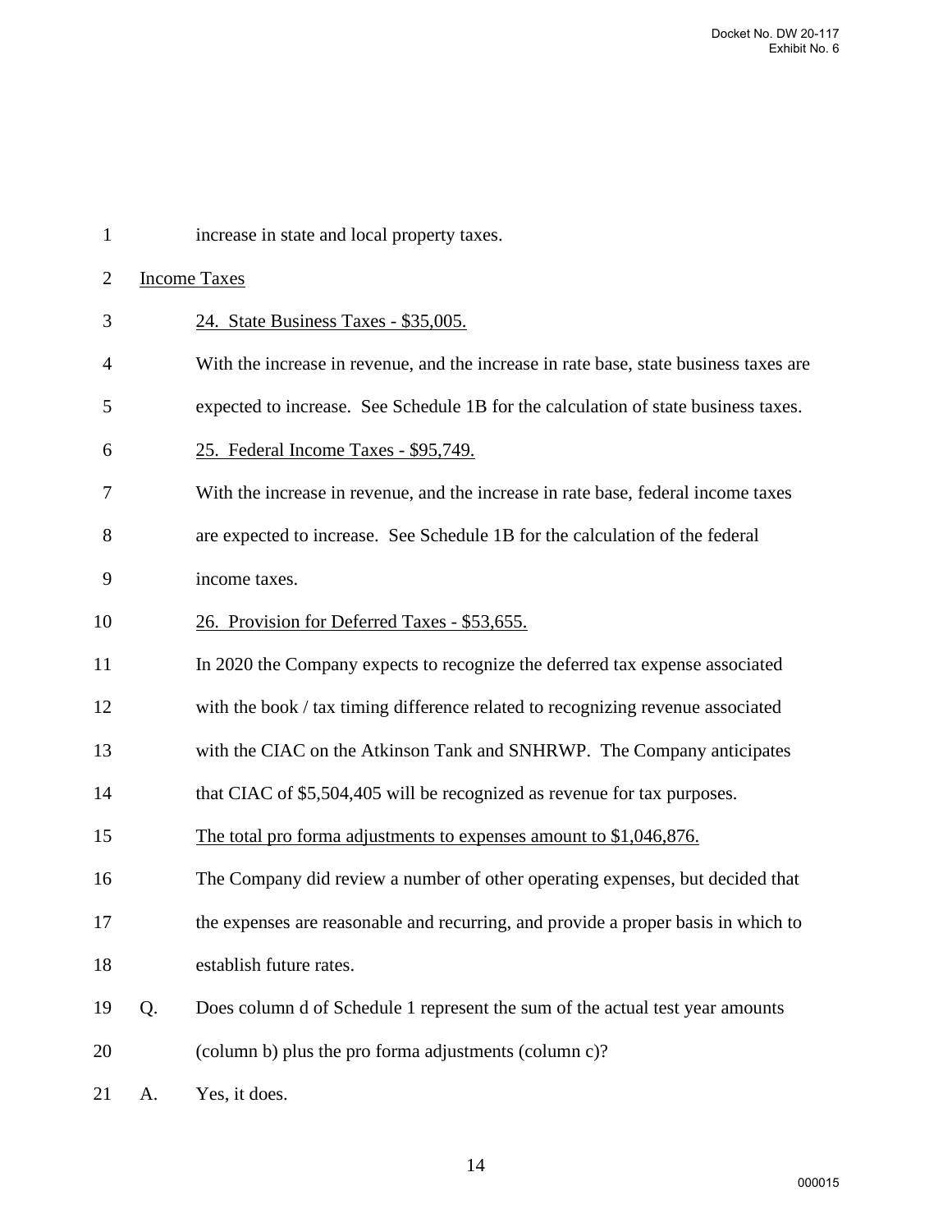increase in state and local property taxes.

Income Taxes

24. State Business Taxes - $35,005.

With the increase in revenue, and the increase in rate base, state business taxes are expected to increase. See Schedule 1B for the calculation of state business taxes.

25. Federal Income Taxes - $95,749.

With the increase in revenue, and the increase in rate base, federal income taxes are expected to increase. See Schedule 1B for the calculation of the federal income taxes.

26. Provision for Deferred Taxes - $53,655.

In 2020 the Company expects to recognize the deferred tax expense associated with the book / tax timing difference related to recognizing revenue associated with the CIAC on the Atkinson Tank and SNHRWP. The Company anticipates that CIAC of $5,504,405 will be recognized as revenue for tax purposes.

The total pro forma adjustments to expenses amount to $1,046,876.

The Company did review a number of other operating expenses, but decided that the expenses are reasonable and recurring, and provide a proper basis in which to establish future rates.

Q. Does column d of Schedule 1 represent the sum of the actual test year amounts (column b) plus the pro forma adjustments (column c)?

A. Yes, it does.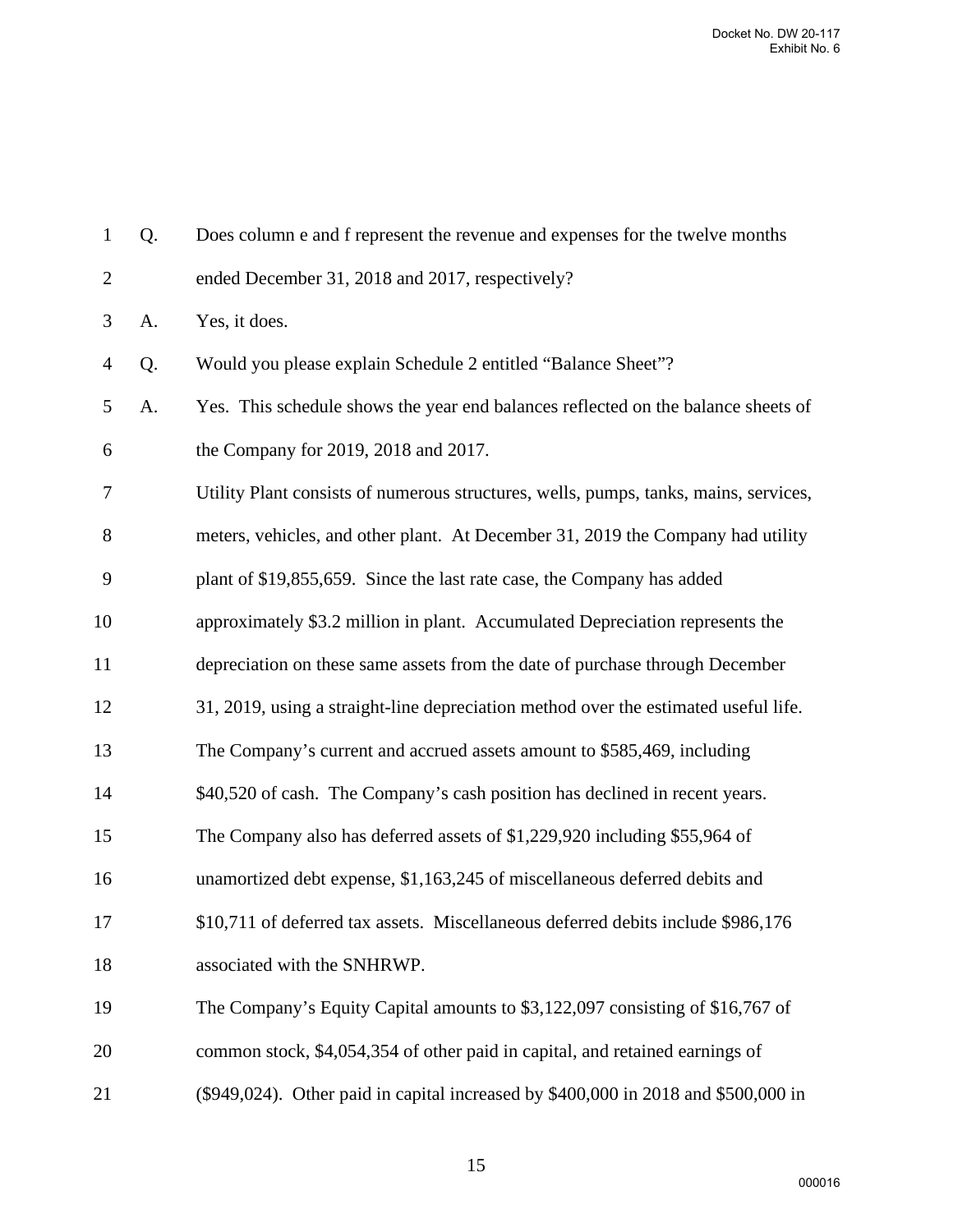Q. Does column e and f represent the revenue and expenses for the twelve months ended December 31, 2018 and 2017, respectively?

A. Yes, it does.

Q. Would you please explain Schedule 2 entitled "Balance Sheet"?

A. Yes. This schedule shows the year end balances reflected on the balance sheets of the Company for 2019, 2018 and 2017.

Utility Plant consists of numerous structures, wells, pumps, tanks, mains, services, meters, vehicles, and other plant. At December 31, 2019 the Company had utility plant of $19,855,659. Since the last rate case, the Company has added approximately $3.2 million in plant. Accumulated Depreciation represents the depreciation on these same assets from the date of purchase through December 31, 2019, using a straight-line depreciation method over the estimated useful life. The Company's current and accrued assets amount to $585,469, including $40,520 of cash. The Company's cash position has declined in recent years. The Company also has deferred assets of $1,229,920 including $55,964 of unamortized debt expense, $1,163,245 of miscellaneous deferred debits and $10,711 of deferred tax assets. Miscellaneous deferred debits include $986,176 associated with the SNHRWP.

The Company's Equity Capital amounts to $3,122,097 consisting of $16,767 of common stock, $4,054,354 of other paid in capital, and retained earnings of ($949,024). Other paid in capital increased by $400,000 in 2018 and $500,000 in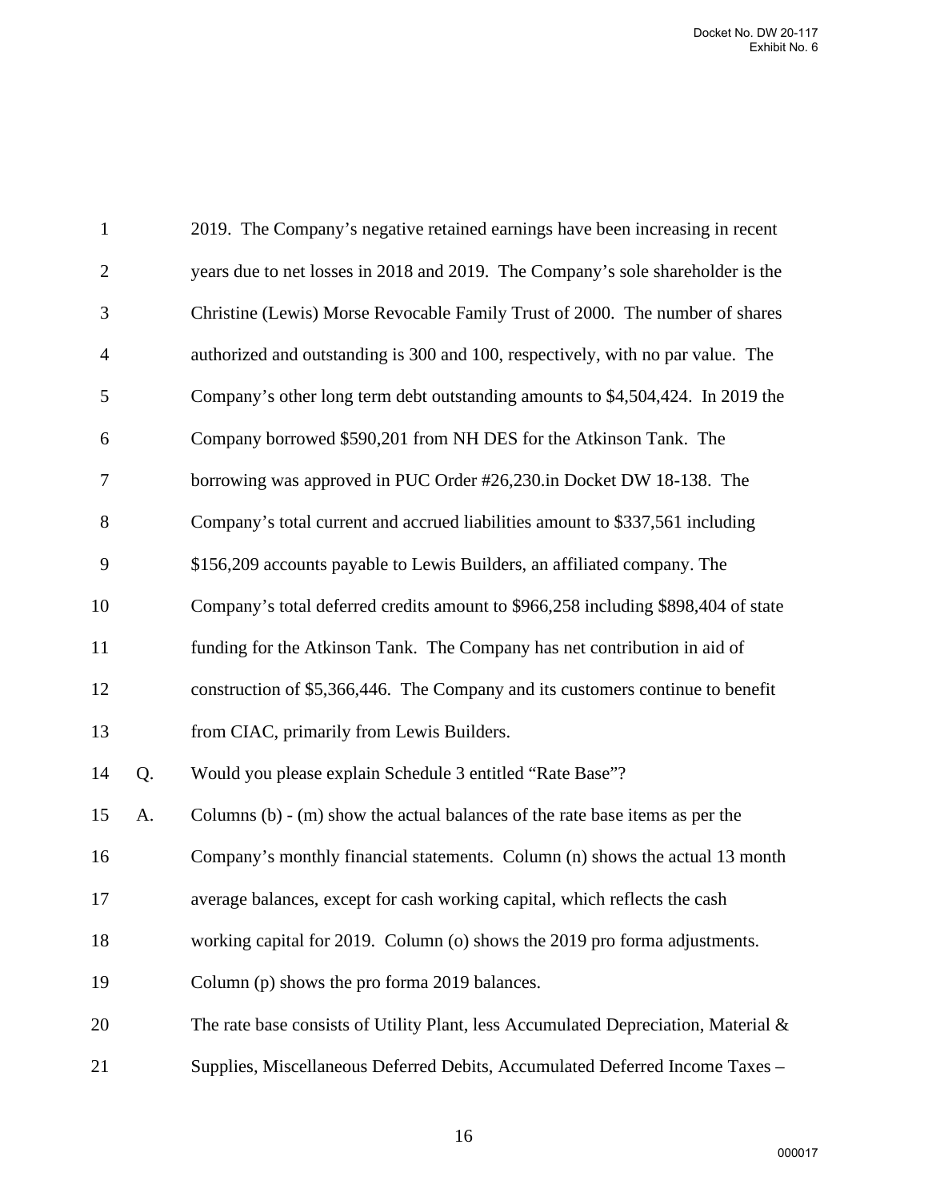2019. The Company's negative retained earnings have been increasing in recent years due to net losses in 2018 and 2019. The Company's sole shareholder is the Christine (Lewis) Morse Revocable Family Trust of 2000. The number of shares authorized and outstanding is 300 and 100, respectively, with no par value. The Company's other long term debt outstanding amounts to $4,504,424. In 2019 the Company borrowed $590,201 from NH DES for the Atkinson Tank. The borrowing was approved in PUC Order #26,230.in Docket DW 18-138. The Company's total current and accrued liabilities amount to $337,561 including $156,209 accounts payable to Lewis Builders, an affiliated company. The Company's total deferred credits amount to $966,258 including $898,404 of state funding for the Atkinson Tank. The Company has net contribution in aid of construction of $5,366,446. The Company and its customers continue to benefit from CIAC, primarily from Lewis Builders.

Q. Would you please explain Schedule 3 entitled "Rate Base"?

A. Columns (b) - (m) show the actual balances of the rate base items as per the Company's monthly financial statements. Column (n) shows the actual 13 month average balances, except for cash working capital, which reflects the cash working capital for 2019. Column (o) shows the 2019 pro forma adjustments. Column (p) shows the pro forma 2019 balances.

The rate base consists of Utility Plant, less Accumulated Depreciation, Material & Supplies, Miscellaneous Deferred Debits, Accumulated Deferred Income Taxes –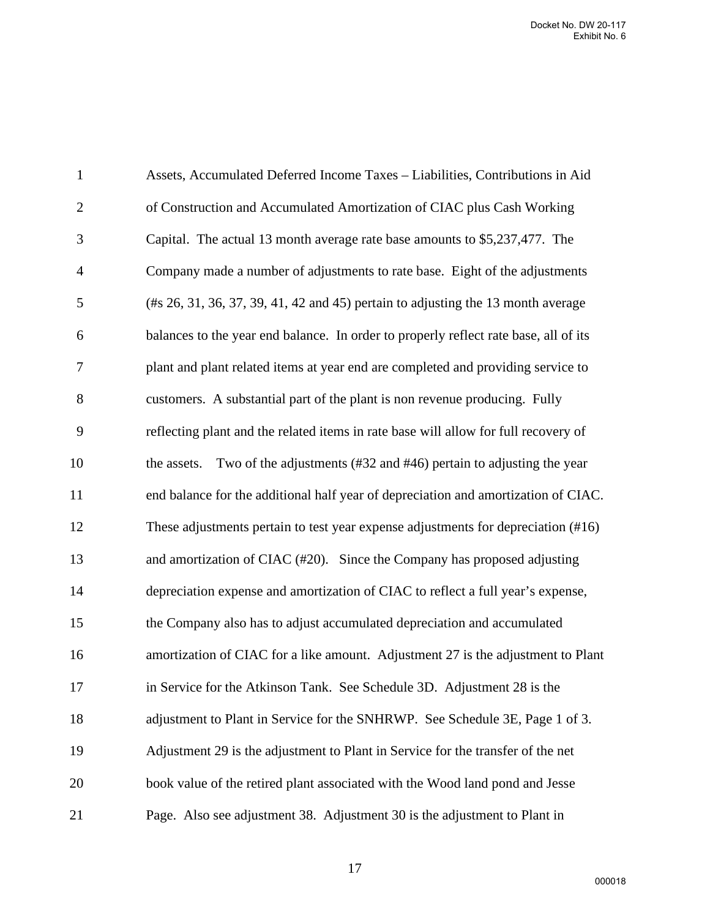Assets, Accumulated Deferred Income Taxes – Liabilities, Contributions in Aid of Construction and Accumulated Amortization of CIAC plus Cash Working Capital. The actual 13 month average rate base amounts to $5,237,477. The Company made a number of adjustments to rate base. Eight of the adjustments (#s 26, 31, 36, 37, 39, 41, 42 and 45) pertain to adjusting the 13 month average balances to the year end balance. In order to properly reflect rate base, all of its plant and plant related items at year end are completed and providing service to customers. A substantial part of the plant is non revenue producing. Fully reflecting plant and the related items in rate base will allow for full recovery of the assets. Two of the adjustments (#32 and #46) pertain to adjusting the year end balance for the additional half year of depreciation and amortization of CIAC. These adjustments pertain to test year expense adjustments for depreciation (#16) and amortization of CIAC (#20). Since the Company has proposed adjusting depreciation expense and amortization of CIAC to reflect a full year's expense, the Company also has to adjust accumulated depreciation and accumulated amortization of CIAC for a like amount. Adjustment 27 is the adjustment to Plant in Service for the Atkinson Tank. See Schedule 3D. Adjustment 28 is the adjustment to Plant in Service for the SNHRWP. See Schedule 3E, Page 1 of 3. Adjustment 29 is the adjustment to Plant in Service for the transfer of the net book value of the retired plant associated with the Wood land pond and Jesse Page. Also see adjustment 38. Adjustment 30 is the adjustment to Plant in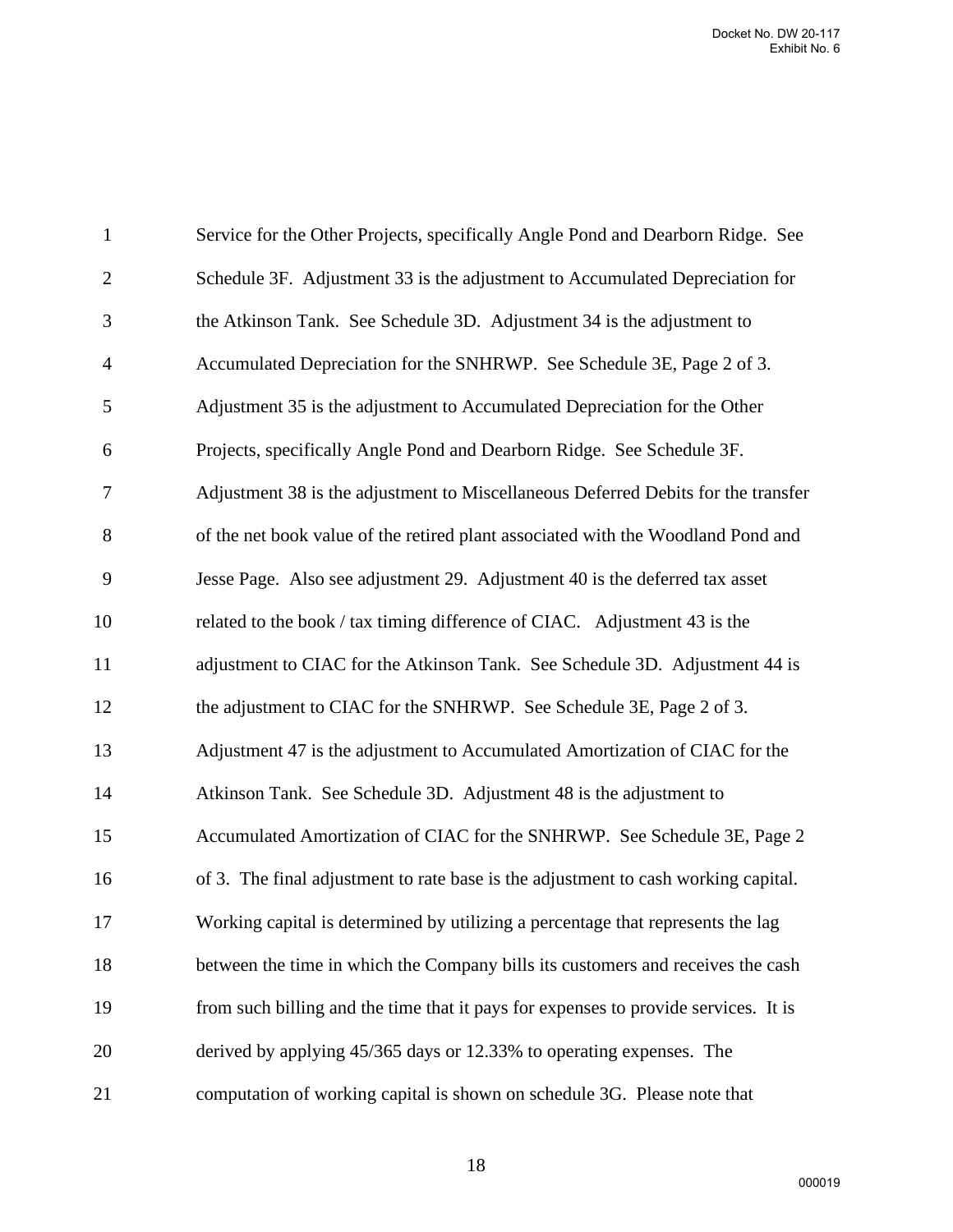Service for the Other Projects, specifically Angle Pond and Dearborn Ridge. See Schedule 3F. Adjustment 33 is the adjustment to Accumulated Depreciation for the Atkinson Tank. See Schedule 3D. Adjustment 34 is the adjustment to Accumulated Depreciation for the SNHRWP. See Schedule 3E, Page 2 of 3. Adjustment 35 is the adjustment to Accumulated Depreciation for the Other Projects, specifically Angle Pond and Dearborn Ridge. See Schedule 3F. Adjustment 38 is the adjustment to Miscellaneous Deferred Debits for the transfer of the net book value of the retired plant associated with the Woodland Pond and Jesse Page. Also see adjustment 29. Adjustment 40 is the deferred tax asset related to the book / tax timing difference of CIAC. Adjustment 43 is the adjustment to CIAC for the Atkinson Tank. See Schedule 3D. Adjustment 44 is the adjustment to CIAC for the SNHRWP. See Schedule 3E, Page 2 of 3. Adjustment 47 is the adjustment to Accumulated Amortization of CIAC for the Atkinson Tank. See Schedule 3D. Adjustment 48 is the adjustment to Accumulated Amortization of CIAC for the SNHRWP. See Schedule 3E, Page 2 of 3. The final adjustment to rate base is the adjustment to cash working capital. Working capital is determined by utilizing a percentage that represents the lag between the time in which the Company bills its customers and receives the cash from such billing and the time that it pays for expenses to provide services. It is derived by applying 45/365 days or 12.33% to operating expenses. The computation of working capital is shown on schedule 3G. Please note that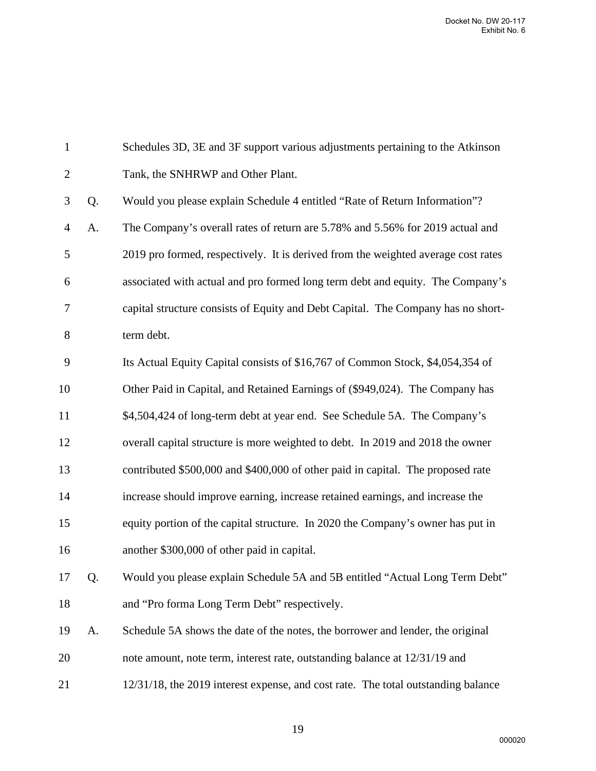Schedules 3D, 3E and 3F support various adjustments pertaining to the Atkinson Tank, the SNHRWP and Other Plant.

Q. Would you please explain Schedule 4 entitled "Rate of Return Information"?

A. The Company's overall rates of return are 5.78% and 5.56% for 2019 actual and 2019 pro formed, respectively. It is derived from the weighted average cost rates associated with actual and pro formed long term debt and equity. The Company's capital structure consists of Equity and Debt Capital. The Company has no short-term debt.

Its Actual Equity Capital consists of $16,767 of Common Stock, $4,054,354 of Other Paid in Capital, and Retained Earnings of ($949,024). The Company has $4,504,424 of long-term debt at year end. See Schedule 5A. The Company's overall capital structure is more weighted to debt. In 2019 and 2018 the owner contributed $500,000 and $400,000 of other paid in capital. The proposed rate increase should improve earning, increase retained earnings, and increase the equity portion of the capital structure. In 2020 the Company's owner has put in another $300,000 of other paid in capital.

Q. Would you please explain Schedule 5A and 5B entitled "Actual Long Term Debt" and "Pro forma Long Term Debt" respectively.

A. Schedule 5A shows the date of the notes, the borrower and lender, the original note amount, note term, interest rate, outstanding balance at 12/31/19 and 12/31/18, the 2019 interest expense, and cost rate. The total outstanding balance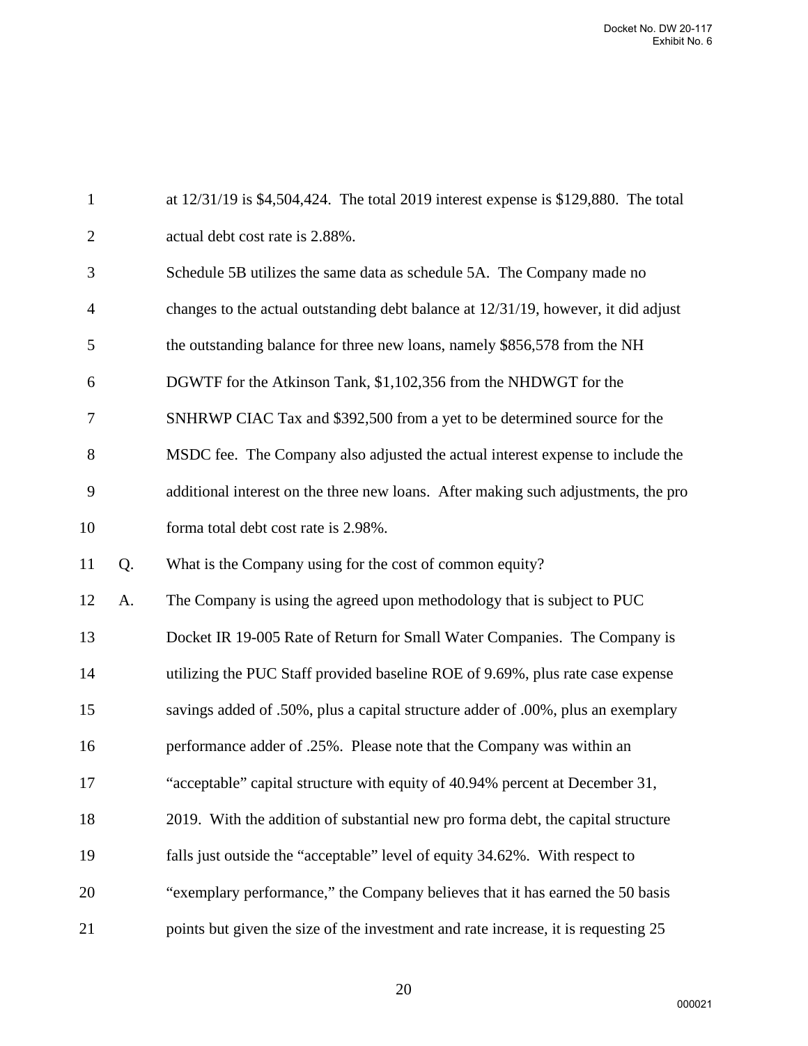at 12/31/19 is $4,504,424. The total 2019 interest expense is $129,880. The total actual debt cost rate is 2.88%.

Schedule 5B utilizes the same data as schedule 5A. The Company made no changes to the actual outstanding debt balance at 12/31/19, however, it did adjust the outstanding balance for three new loans, namely $856,578 from the NH DGWTF for the Atkinson Tank, $1,102,356 from the NHDWGT for the SNHRWP CIAC Tax and $392,500 from a yet to be determined source for the MSDC fee. The Company also adjusted the actual interest expense to include the additional interest on the three new loans. After making such adjustments, the pro forma total debt cost rate is 2.98%.

Q. What is the Company using for the cost of common equity?

A. The Company is using the agreed upon methodology that is subject to PUC Docket IR 19-005 Rate of Return for Small Water Companies. The Company is utilizing the PUC Staff provided baseline ROE of 9.69%, plus rate case expense savings added of .50%, plus a capital structure adder of .00%, plus an exemplary performance adder of .25%. Please note that the Company was within an "acceptable" capital structure with equity of 40.94% percent at December 31, 2019. With the addition of substantial new pro forma debt, the capital structure falls just outside the "acceptable" level of equity 34.62%. With respect to "exemplary performance," the Company believes that it has earned the 50 basis points but given the size of the investment and rate increase, it is requesting 25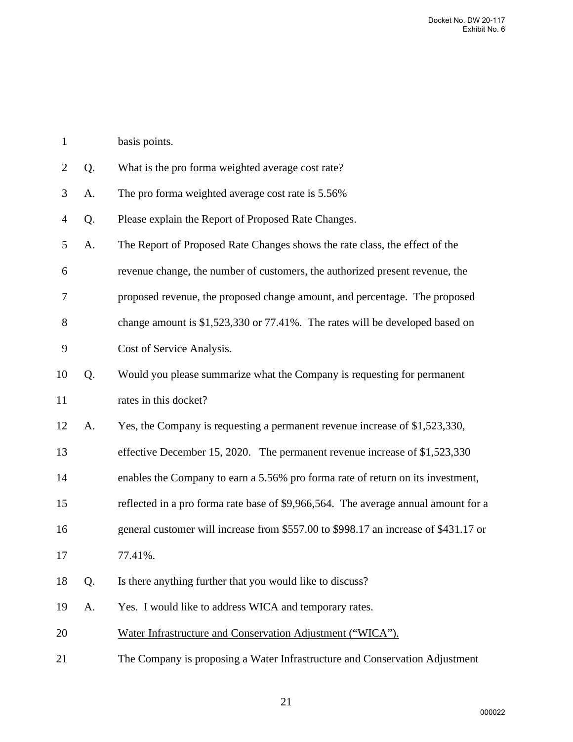basis points.

Q. What is the pro forma weighted average cost rate?

A. The pro forma weighted average cost rate is 5.56%

Q. Please explain the Report of Proposed Rate Changes.

A. The Report of Proposed Rate Changes shows the rate class, the effect of the revenue change, the number of customers, the authorized present revenue, the proposed revenue, the proposed change amount, and percentage. The proposed change amount is $1,523,330 or 77.41%. The rates will be developed based on Cost of Service Analysis.

Q. Would you please summarize what the Company is requesting for permanent rates in this docket?

A. Yes, the Company is requesting a permanent revenue increase of $1,523,330, effective December 15, 2020. The permanent revenue increase of $1,523,330 enables the Company to earn a 5.56% pro forma rate of return on its investment, reflected in a pro forma rate base of $9,966,564. The average annual amount for a general customer will increase from $557.00 to $998.17 an increase of $431.17 or 77.41%.

Q. Is there anything further that you would like to discuss?

A. Yes. I would like to address WICA and temporary rates.

<u>Water Infrastructure and Conservation Adjustment ("WICA").</u>

The Company is proposing a Water Infrastructure and Conservation Adjustment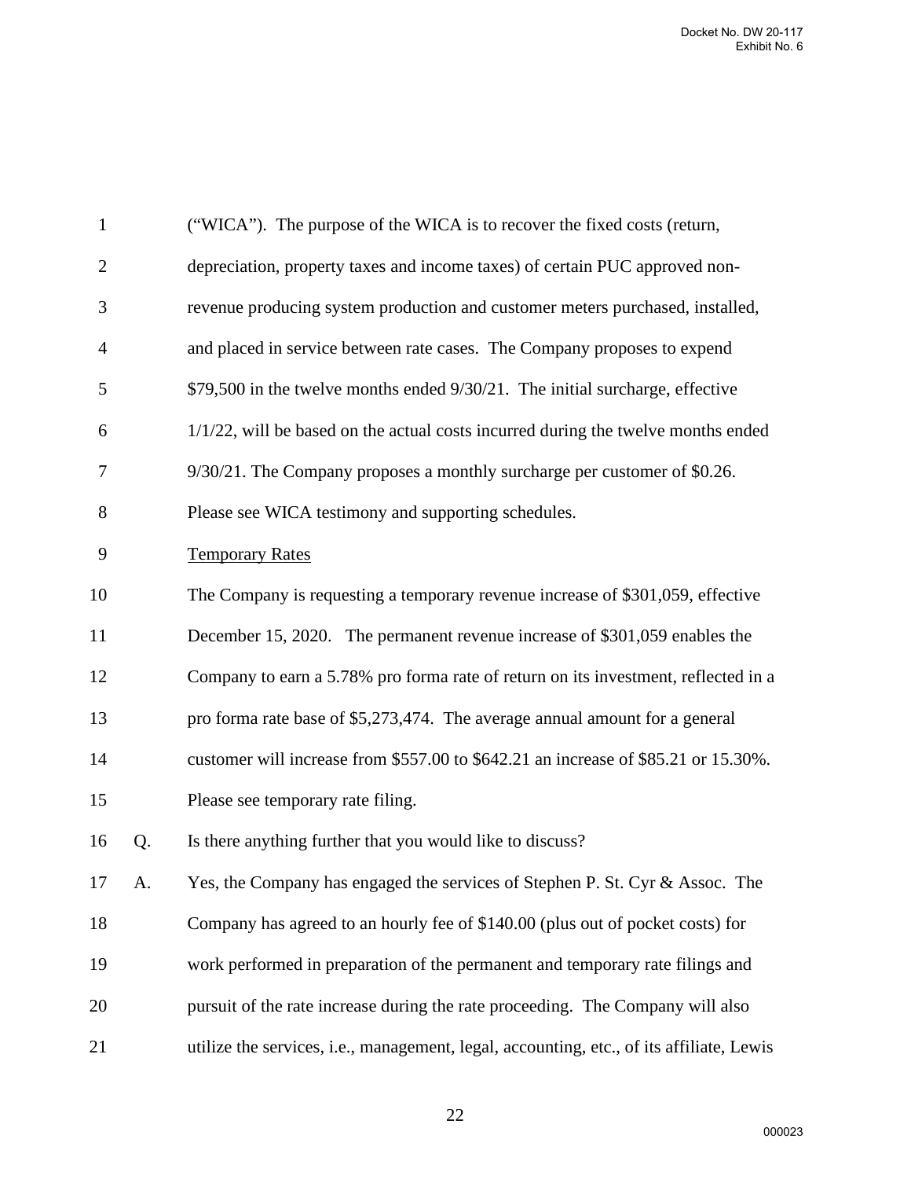("WICA"). The purpose of the WICA is to recover the fixed costs (return, depreciation, property taxes and income taxes) of certain PUC approved non-revenue producing system production and customer meters purchased, installed, and placed in service between rate cases. The Company proposes to expend $79,500 in the twelve months ended 9/30/21. The initial surcharge, effective 1/1/22, will be based on the actual costs incurred during the twelve months ended 9/30/21. The Company proposes a monthly surcharge per customer of $0.26. Please see WICA testimony and supporting schedules.

Temporary Rates

The Company is requesting a temporary revenue increase of $301,059, effective December 15, 2020. The permanent revenue increase of $301,059 enables the Company to earn a 5.78% pro forma rate of return on its investment, reflected in a pro forma rate base of $5,273,474. The average annual amount for a general customer will increase from $557.00 to $642.21 an increase of $85.21 or 15.30%. Please see temporary rate filing.

Q. Is there anything further that you would like to discuss?

A. Yes, the Company has engaged the services of Stephen P. St. Cyr & Assoc. The Company has agreed to an hourly fee of $140.00 (plus out of pocket costs) for work performed in preparation of the permanent and temporary rate filings and pursuit of the rate increase during the rate proceeding. The Company will also utilize the services, i.e., management, legal, accounting, etc., of its affiliate, Lewis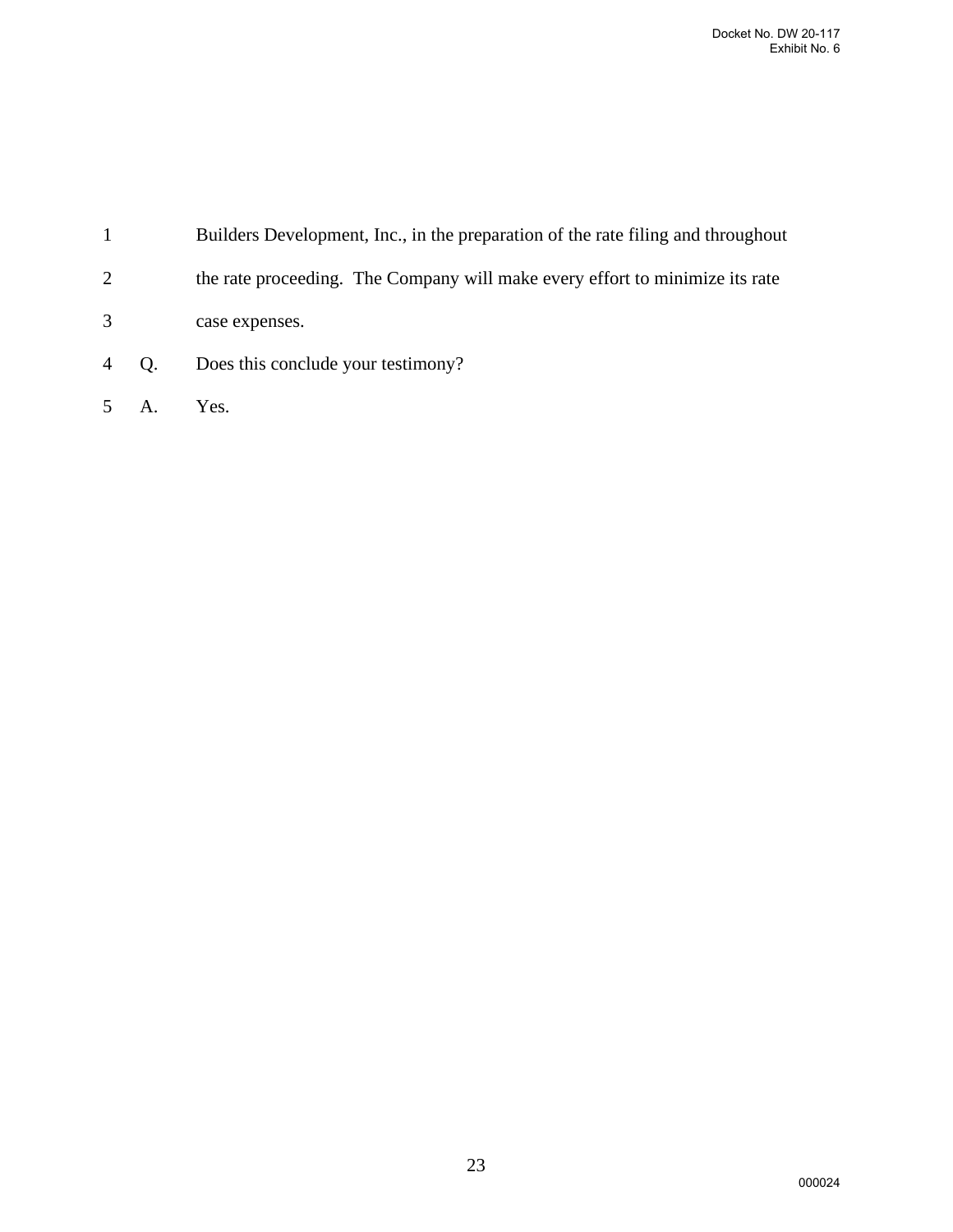Builders Development, Inc., in the preparation of the rate filing and throughout the rate proceeding. The Company will make every effort to minimize its rate case expenses.

Q. Does this conclude your testimony?

A. Yes.